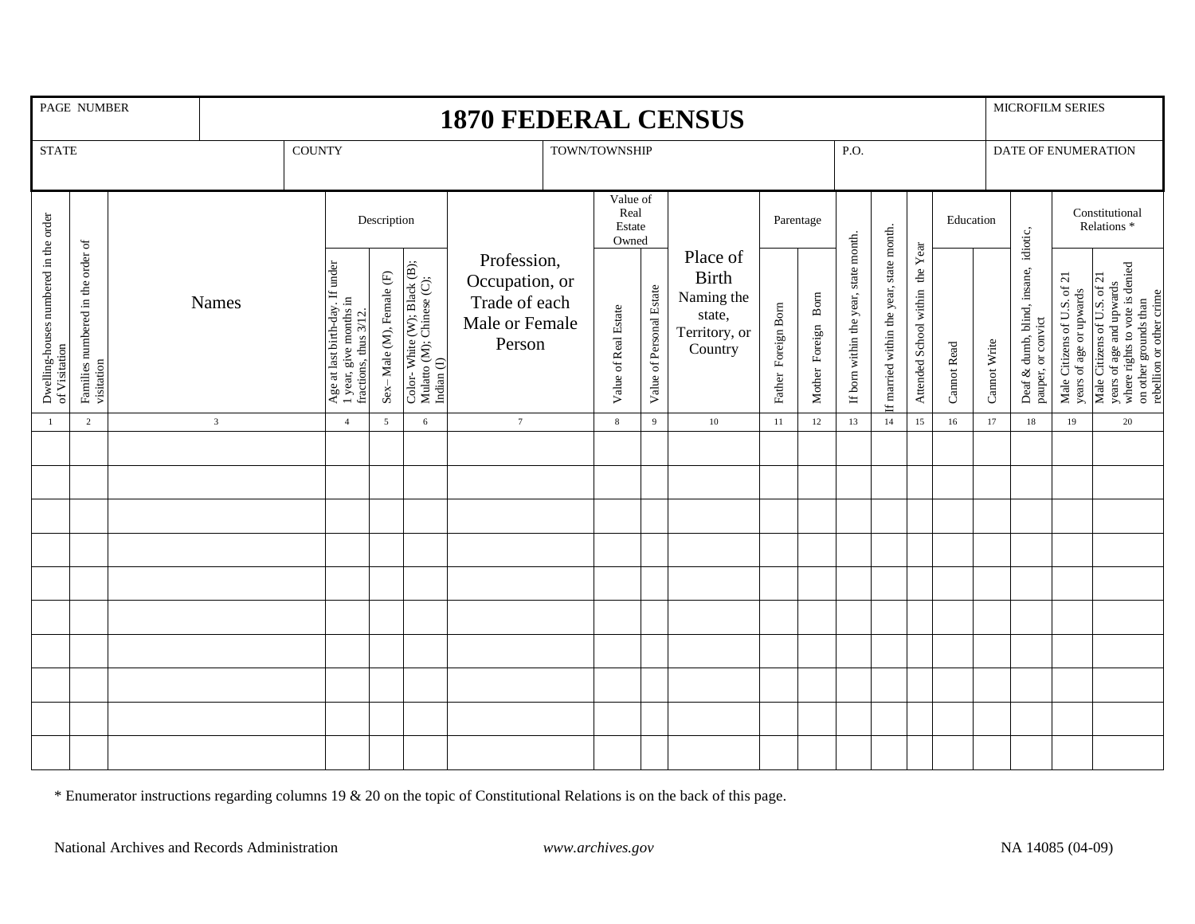# 1870 FEDERAL CENSUS

| PAGE NUMBER | MICROFILM SERIES |
|---|---|
| | |

| STATE | COUNTY | TOWN/TOWNSHIP | P.O. | DATE OF ENUMERATION |
|---|---|---|---|---|
| | | | | |

| | | | Description | | | | Value of Real Estate Owned | | | Parentage | | | | | Education | | | Constitutional Relations * | |
|---|---|---|---|---|---|---|---|---|---|---|---|---|---|---|---|---|---|---|---|
| Dwelling-houses numbered in the order of Visitation | Families numbered in the order of visitation | Names | Age at last birth-day. If under 1 year, give months in fractions, thus 3/12. | Sex– Male (M), Female (F) | Color- White (W); Black (B); Mulatto (M); Chinese (C); Indian (I) | Profession, Occupation, or Trade of each Male or Female Person | Value of Real Estate | Value of Personal Estate | Place of Birth Naming the state, Territory, or Country | Father Foreign Born | Mother Foreign Born | If born within the year, state month. | If married within the year, state month. | Attended School within the Year | Cannot Read | Cannot Write | Deaf & dumb, blind, insane, idiotic, pauper, or convict | Male Citizens of U.S. of 21 years of age or upwards | Male Citizens of U.S. of 21 years of age and upwards where rights to vote is denied on other grounds than rebellion or other crime |
| 1 | 2 | 3 | 4 | 5 | 6 | 7 | 8 | 9 | 10 | 11 | 12 | 13 | 14 | 15 | 16 | 17 | 18 | 19 | 20 |
| | | | | | | | | | | | | | | | | | | | |
| | | | | | | | | | | | | | | | | | | | |
| | | | | | | | | | | | | | | | | | | | |
| | | | | | | | | | | | | | | | | | | | |
| | | | | | | | | | | | | | | | | | | | |
| | | | | | | | | | | | | | | | | | | | |
| | | | | | | | | | | | | | | | | | | | |
| | | | | | | | | | | | | | | | | | | | |
| | | | | | | | | | | | | | | | | | | | |
| | | | | | | | | | | | | | | | | | | | |

* Enumerator instructions regarding columns 19 & 20 on the topic of Constitutional Relations is on the back of this page.

National Archives and Records Administration *www.archives.gov* NA 14085 (04-09)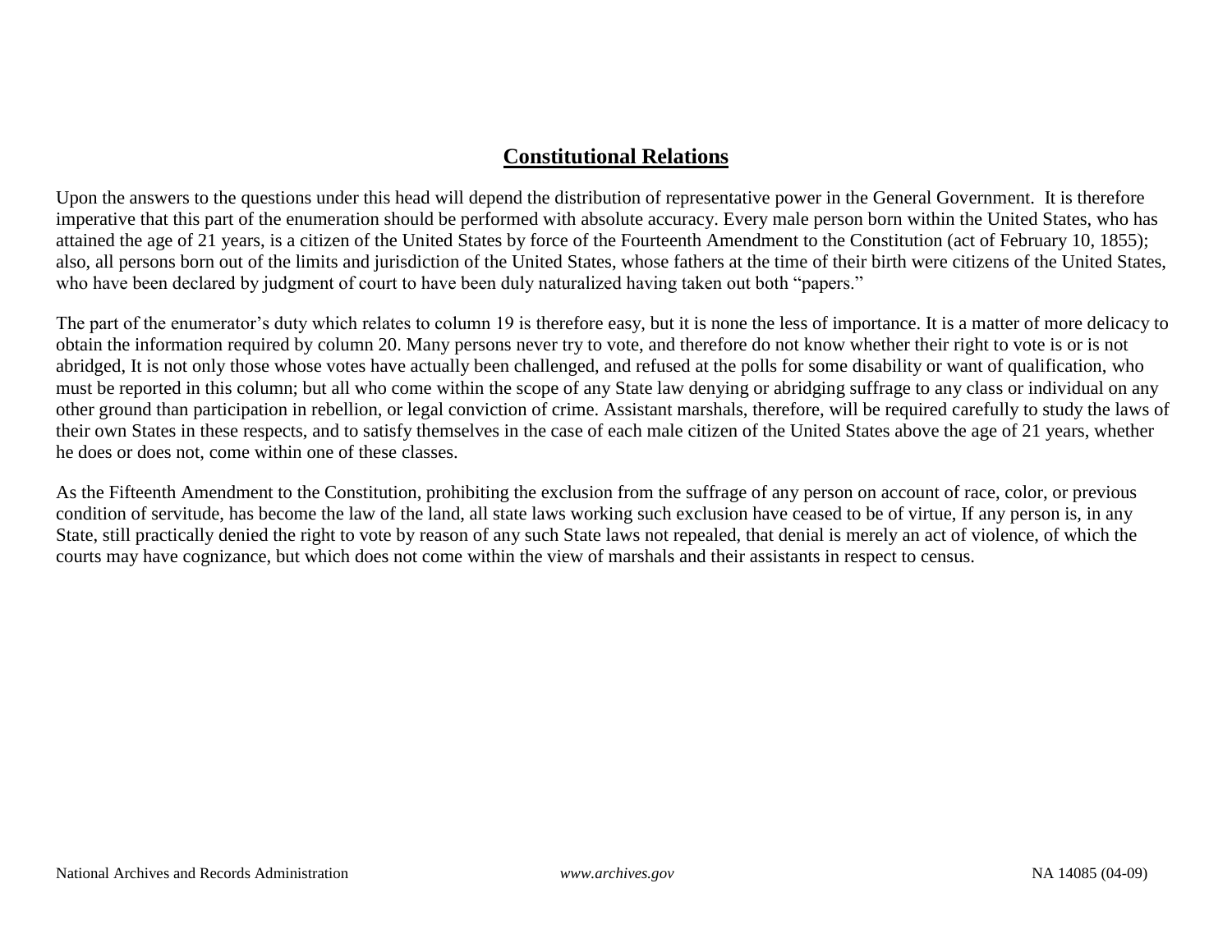## Constitutional Relations

Upon the answers to the questions under this head will depend the distribution of representative power in the General Government. It is therefore imperative that this part of the enumeration should be performed with absolute accuracy. Every male person born within the United States, who has attained the age of 21 years, is a citizen of the United States by force of the Fourteenth Amendment to the Constitution (act of February 10, 1855); also, all persons born out of the limits and jurisdiction of the United States, whose fathers at the time of their birth were citizens of the United States, who have been declared by judgment of court to have been duly naturalized having taken out both "papers."

The part of the enumerator's duty which relates to column 19 is therefore easy, but it is none the less of importance. It is a matter of more delicacy to obtain the information required by column 20. Many persons never try to vote, and therefore do not know whether their right to vote is or is not abridged, It is not only those whose votes have actually been challenged, and refused at the polls for some disability or want of qualification, who must be reported in this column; but all who come within the scope of any State law denying or abridging suffrage to any class or individual on any other ground than participation in rebellion, or legal conviction of crime. Assistant marshals, therefore, will be required carefully to study the laws of their own States in these respects, and to satisfy themselves in the case of each male citizen of the United States above the age of 21 years, whether he does or does not, come within one of these classes.

As the Fifteenth Amendment to the Constitution, prohibiting the exclusion from the suffrage of any person on account of race, color, or previous condition of servitude, has become the law of the land, all state laws working such exclusion have ceased to be of virtue, If any person is, in any State, still practically denied the right to vote by reason of any such State laws not repealed, that denial is merely an act of violence, of which the courts may have cognizance, but which does not come within the view of marshals and their assistants in respect to census.